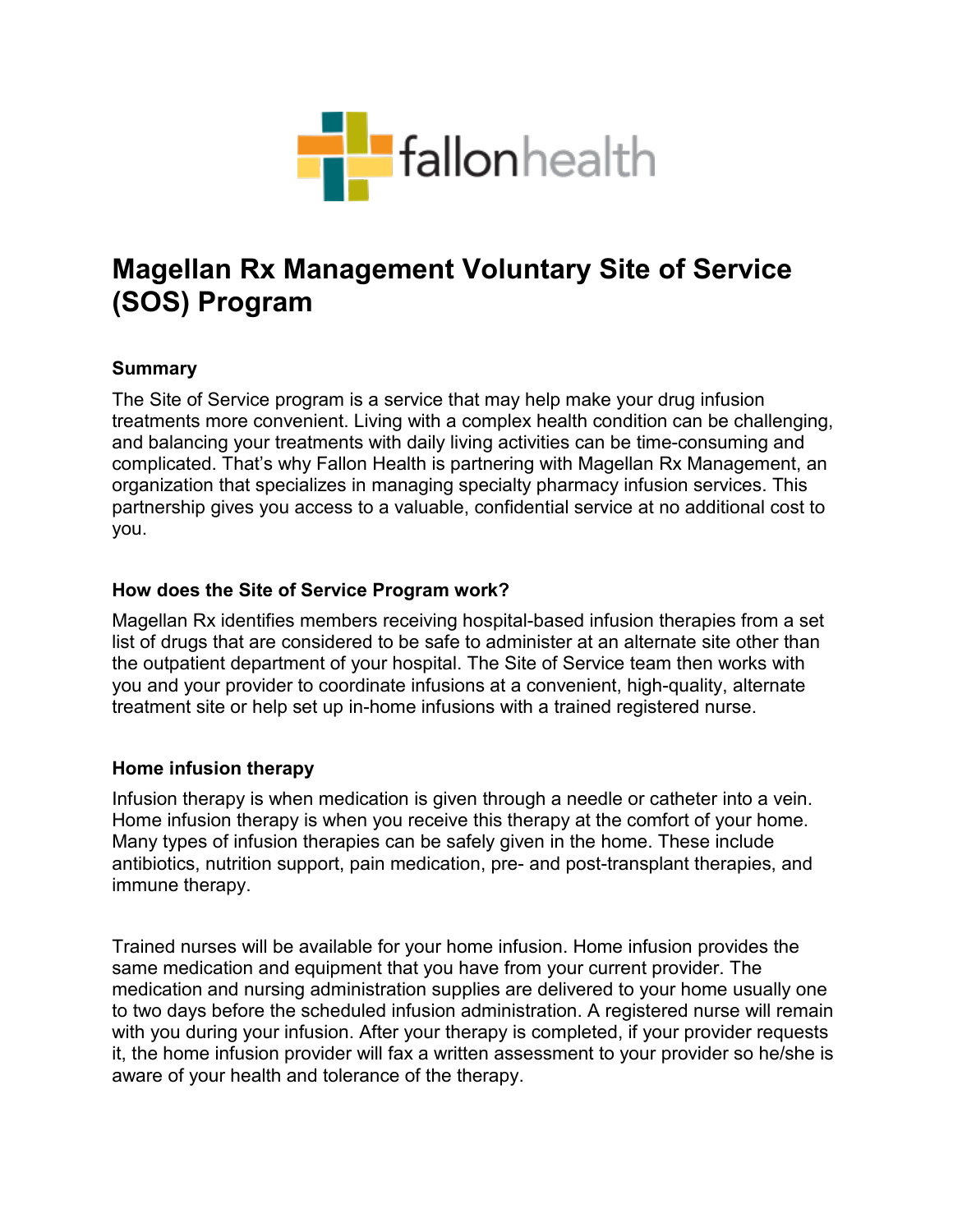fallonhealth

# Magellan Rx Management Voluntary Site of Service (SOS) Program

### Summary

The Site of Service program is a service that may help make your drug infusion treatments more convenient. Living with a complex health condition can be challenging, and balancing your treatments with daily living activities can be time-consuming and complicated. That's why Fallon Health is partnering with Magellan Rx Management, an organization that specializes in managing specialty pharmacy infusion services. This partnership gives you access to a valuable, confidential service at no additional cost to you.

### How does the Site of Service Program work?

Magellan Rx identifies members receiving hospital-based infusion therapies from a set list of drugs that are considered to be safe to administer at an alternate site other than the outpatient department of your hospital. The Site of Service team then works with you and your provider to coordinate infusions at a convenient, high-quality, alternate treatment site or help set up in-home infusions with a trained registered nurse.

### Home infusion therapy

Infusion therapy is when medication is given through a needle or catheter into a vein. Home infusion therapy is when you receive this therapy at the comfort of your home. Many types of infusion therapies can be safely given in the home. These include antibiotics, nutrition support, pain medication, pre- and post-transplant therapies, and immune therapy.

Trained nurses will be available for your home infusion. Home infusion provides the same medication and equipment that you have from your current provider. The medication and nursing administration supplies are delivered to your home usually one to two days before the scheduled infusion administration. A registered nurse will remain with you during your infusion. After your therapy is completed, if your provider requests it, the home infusion provider will fax a written assessment to your provider so he/she is aware of your health and tolerance of the therapy.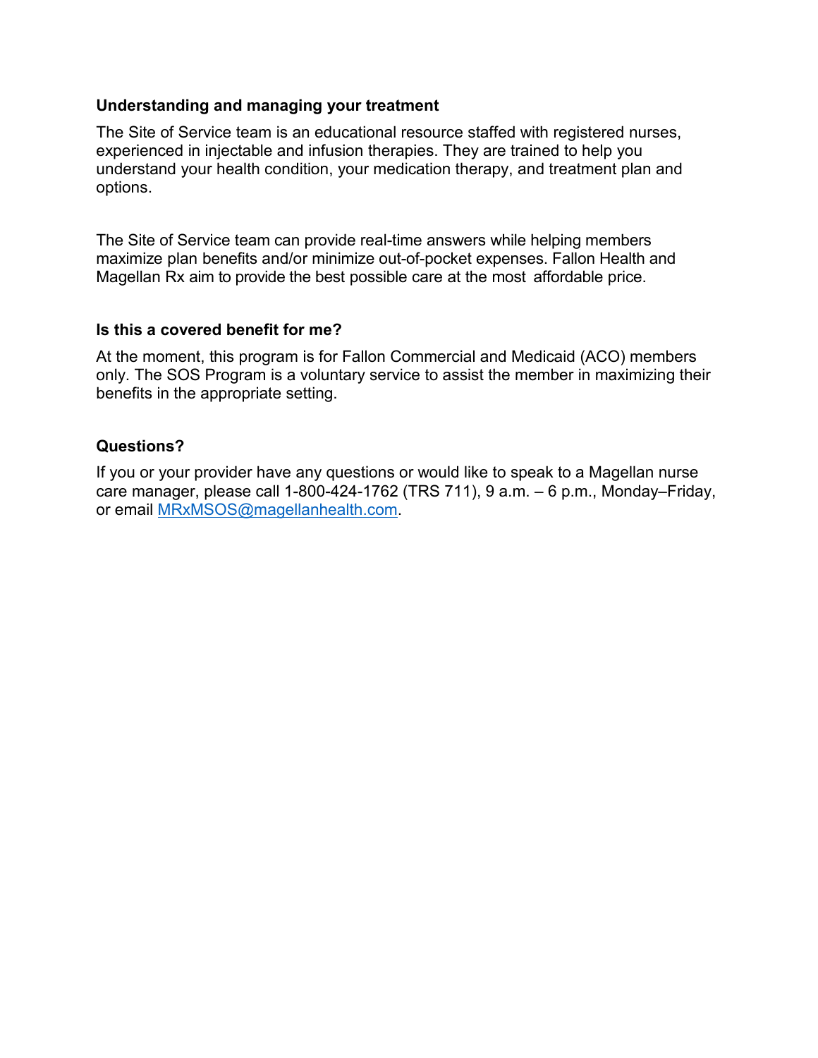### Understanding and managing your treatment

The Site of Service team is an educational resource staffed with registered nurses, experienced in injectable and infusion therapies. They are trained to help you understand your health condition, your medication therapy, and treatment plan and options.

The Site of Service team can provide real-time answers while helping members maximize plan benefits and/or minimize out-of-pocket expenses. Fallon Health and Magellan Rx aim to provide the best possible care at the most affordable price.

### Is this a covered benefit for me?

At the moment, this program is for Fallon Commercial and Medicaid (ACO) members only. The SOS Program is a voluntary service to assist the member in maximizing their benefits in the appropriate setting.

### Questions?

If you or your provider have any questions or would like to speak to a Magellan nurse care manager, please call 1-800-424-1762 (TRS 711), 9 a.m. – 6 p.m., Monday–Friday, or email MRxMSOS@magellanhealth.com.